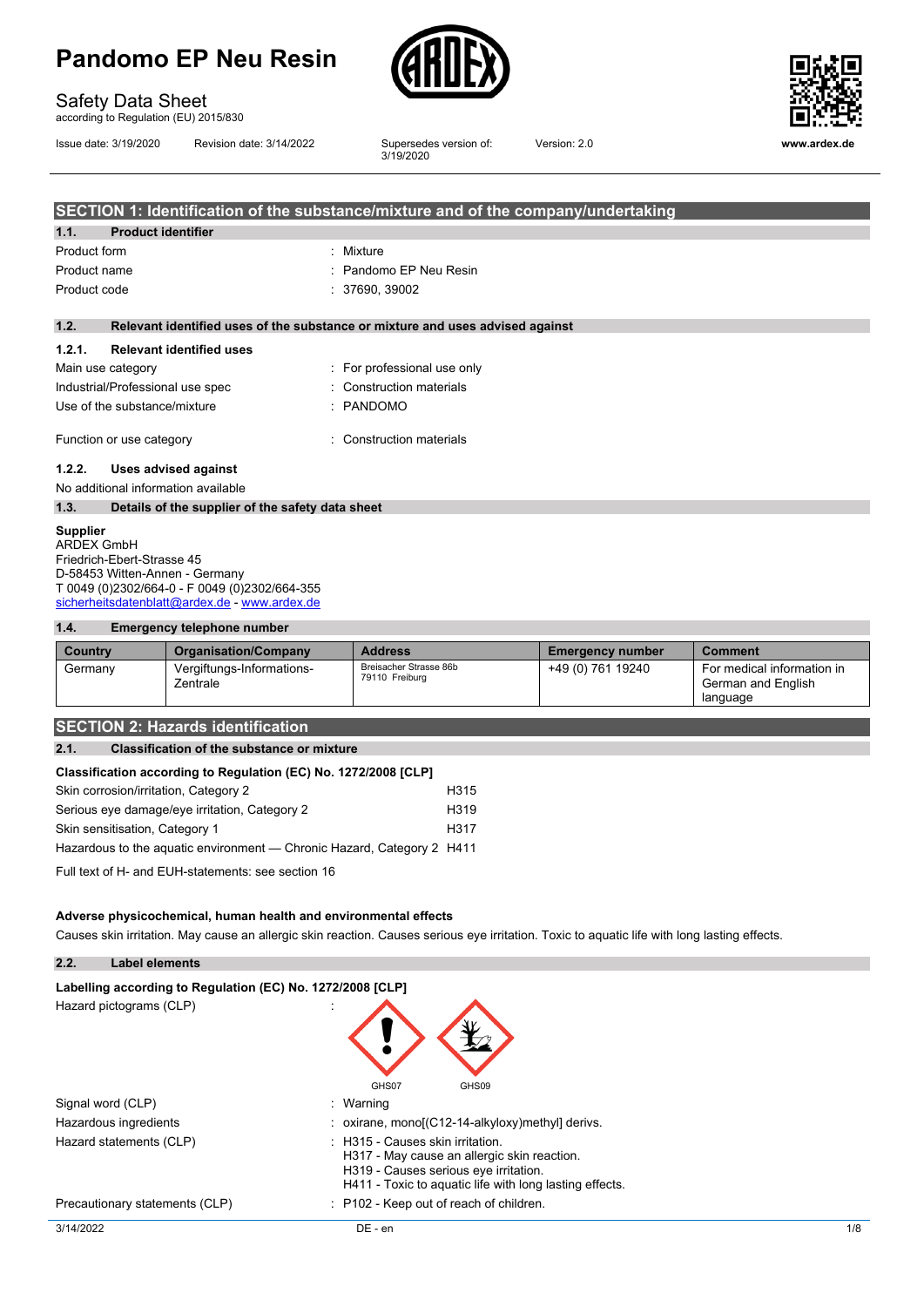# Pandomo EP Neu Resin

Safety Data Sheet
according to Regulation (EU) 2015/830

Issue date: 3/19/2020 | Revision date: 3/14/2022 | Supersedes version of: 3/19/2020 | Version: 2.0

www.ardex.de

## SECTION 1: Identification of the substance/mixture and of the company/undertaking

### 1.1. Product identifier

Product form : Mixture
Product name : Pandomo EP Neu Resin
Product code : 37690, 39002

### 1.2. Relevant identified uses of the substance or mixture and uses advised against

#### 1.2.1. Relevant identified uses

Main use category : For professional use only
Industrial/Professional use spec : Construction materials
Use of the substance/mixture : PANDOMO

Function or use category : Construction materials

#### 1.2.2. Uses advised against

No additional information available

### 1.3. Details of the supplier of the safety data sheet

**Supplier**
ARDEX GmbH
Friedrich-Ebert-Strasse 45
D-58453 Witten-Annen - Germany
T 0049 (0)2302/664-0 - F 0049 (0)2302/664-355
sicherheitsdatenblatt@ardex.de - www.ardex.de

### 1.4. Emergency telephone number

| Country | Organisation/Company | Address | Emergency number | Comment |
|---|---|---|---|---|
| Germany | Vergiftungs-Informations-Zentrale | Breisacher Strasse 86b 79110 Freiburg | +49 (0) 761 19240 | For medical information in German and English language |

## SECTION 2: Hazards identification

### 2.1. Classification of the substance or mixture

**Classification according to Regulation (EC) No. 1272/2008 [CLP]**

| | |
|---|---|
| Skin corrosion/irritation, Category 2 | H315 |
| Serious eye damage/eye irritation, Category 2 | H319 |
| Skin sensitisation, Category 1 | H317 |
| Hazardous to the aquatic environment — Chronic Hazard, Category 2 | H411 |

Full text of H- and EUH-statements: see section 16

**Adverse physicochemical, human health and environmental effects**

Causes skin irritation. May cause an allergic skin reaction. Causes serious eye irritation. Toxic to aquatic life with long lasting effects.

### 2.2. Label elements

**Labelling according to Regulation (EC) No. 1272/2008 [CLP]**

Hazard pictograms (CLP) : GHS07, GHS09

Signal word (CLP) : Warning
Hazardous ingredients : oxirane, mono[(C12-14-alkyloxy)methyl] derivs.
Hazard statements (CLP) : H315 - Causes skin irritation.
H317 - May cause an allergic skin reaction.
H319 - Causes serious eye irritation.
H411 - Toxic to aquatic life with long lasting effects.
Precautionary statements (CLP) : P102 - Keep out of reach of children.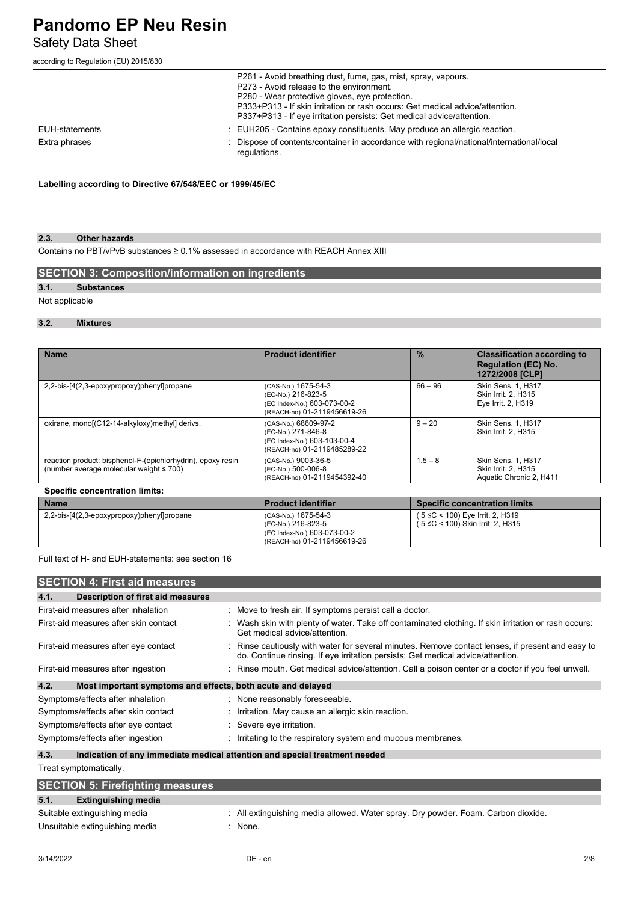| | |
|---|---|
| | P261 - Avoid breathing dust, fume, gas, mist, spray, vapours.<br>P273 - Avoid release to the environment.<br>P280 - Wear protective gloves, eye protection.<br>P333+P313 - If skin irritation or rash occurs: Get medical advice/attention.<br>P337+P313 - If eye irritation persists: Get medical advice/attention. |
| EUH-statements | : EUH205 - Contains epoxy constituents. May produce an allergic reaction. |
| Extra phrases | : Dispose of contents/container in accordance with regional/national/international/local regulations. |

**Labelling according to Directive 67/548/EEC or 1999/45/EC**

### 2.3. Other hazards

Contains no PBT/vPvB substances ≥ 0.1% assessed in accordance with REACH Annex XIII

## SECTION 3: Composition/information on ingredients

### 3.1. Substances

Not applicable

### 3.2. Mixtures

| Name | Product identifier | % | Classification according to Regulation (EC) No. 1272/2008 [CLP] |
|---|---|---|---|
| 2,2-bis-[4(2,3-epoxypropoxy)phenyl]propane | (CAS-No.) 1675-54-3<br>(EC-No.) 216-823-5<br>(EC Index-No.) 603-073-00-2<br>(REACH-no) 01-2119456619-26 | 66 – 96 | Skin Sens. 1, H317<br>Skin Irrit. 2, H315<br>Eye Irrit. 2, H319 |
| oxirane, mono[(C12-14-alkyloxy)methyl] derivs. | (CAS-No.) 68609-97-2<br>(EC-No.) 271-846-8<br>(EC Index-No.) 603-103-00-4<br>(REACH-no) 01-2119485289-22 | 9 – 20 | Skin Sens. 1, H317<br>Skin Irrit. 2, H315 |
| reaction product: bisphenol-F-(epichlorhydrin), epoxy resin (number average molecular weight ≤ 700) | (CAS-No.) 9003-36-5<br>(EC-No.) 500-006-8<br>(REACH-no) 01-2119454392-40 | 1.5 – 8 | Skin Sens. 1, H317<br>Skin Irrit. 2, H315<br>Aquatic Chronic 2, H411 |

**Specific concentration limits:**

| Name | Product identifier | Specific concentration limits |
|---|---|---|
| 2,2-bis-[4(2,3-epoxypropoxy)phenyl]propane | (CAS-No.) 1675-54-3<br>(EC-No.) 216-823-5<br>(EC Index-No.) 603-073-00-2<br>(REACH-no) 01-2119456619-26 | ( 5 ≤C < 100) Eye Irrit. 2, H319<br>( 5 ≤C < 100) Skin Irrit. 2, H315 |

Full text of H- and EUH-statements: see section 16

## SECTION 4: First aid measures

### 4.1. Description of first aid measures

| | |
|---|---|
| First-aid measures after inhalation | : Move to fresh air. If symptoms persist call a doctor. |
| First-aid measures after skin contact | : Wash skin with plenty of water. Take off contaminated clothing. If skin irritation or rash occurs: Get medical advice/attention. |
| First-aid measures after eye contact | : Rinse cautiously with water for several minutes. Remove contact lenses, if present and easy to do. Continue rinsing. If eye irritation persists: Get medical advice/attention. |
| First-aid measures after ingestion | : Rinse mouth. Get medical advice/attention. Call a poison center or a doctor if you feel unwell. |

### 4.2. Most important symptoms and effects, both acute and delayed

| | |
|---|---|
| Symptoms/effects after inhalation | : None reasonably foreseeable. |
| Symptoms/effects after skin contact | : Irritation. May cause an allergic skin reaction. |
| Symptoms/effects after eye contact | : Severe eye irritation. |
| Symptoms/effects after ingestion | : Irritating to the respiratory system and mucous membranes. |

### 4.3. Indication of any immediate medical attention and special treatment needed

Treat symptomatically.

## SECTION 5: Firefighting measures

### 5.1. Extinguishing media

| | |
|---|---|
| Suitable extinguishing media | : All extinguishing media allowed. Water spray. Dry powder. Foam. Carbon dioxide. |
| Unsuitable extinguishing media | : None. |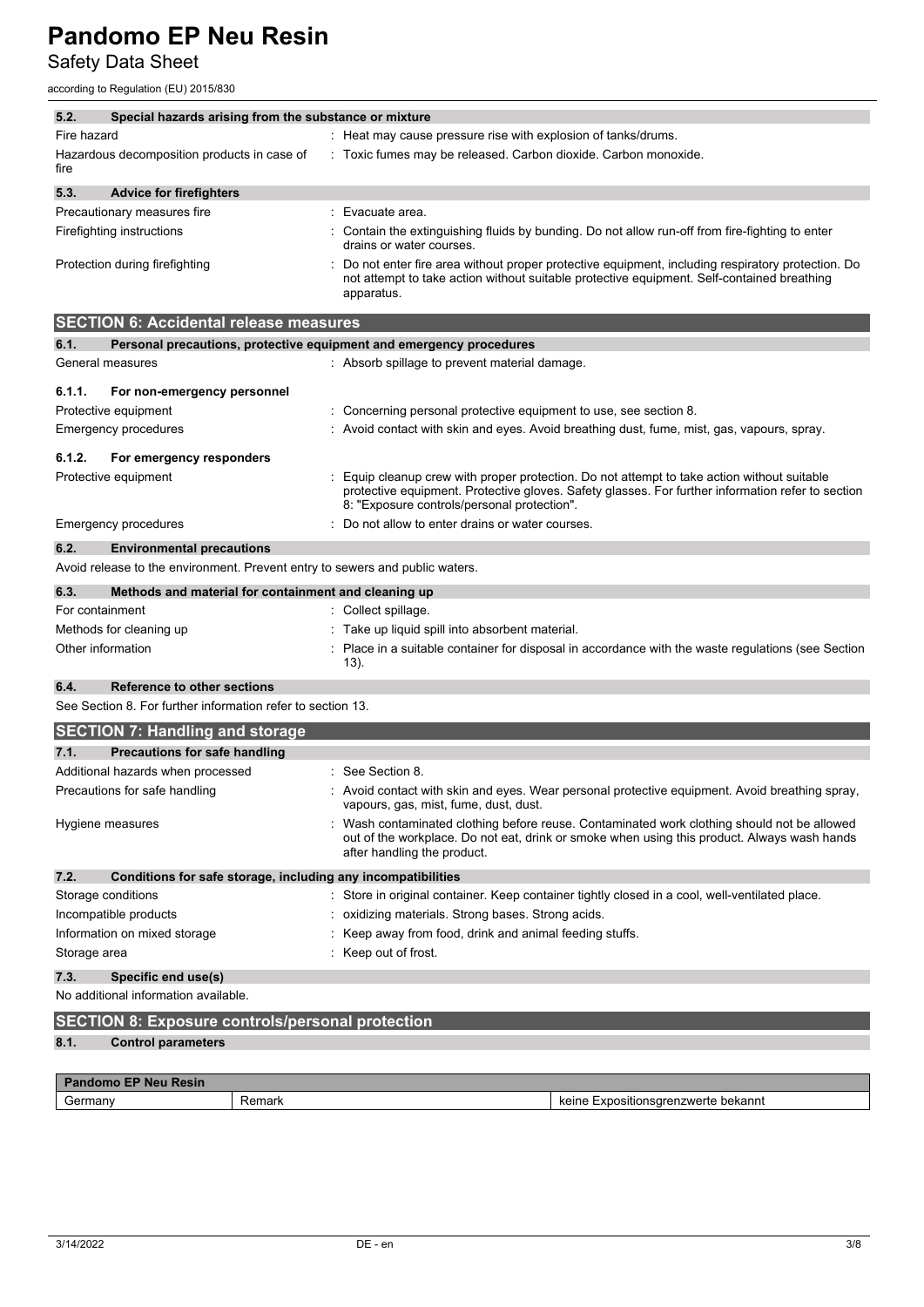### 5.2. Special hazards arising from the substance or mixture

Fire hazard : Heat may cause pressure rise with explosion of tanks/drums.

Hazardous decomposition products in case of fire : Toxic fumes may be released. Carbon dioxide. Carbon monoxide.

### 5.3. Advice for firefighters

Precautionary measures fire : Evacuate area.

Firefighting instructions : Contain the extinguishing fluids by bunding. Do not allow run-off from fire-fighting to enter drains or water courses.

Protection during firefighting : Do not enter fire area without proper protective equipment, including respiratory protection. Do not attempt to take action without suitable protective equipment. Self-contained breathing apparatus.

## SECTION 6: Accidental release measures

### 6.1. Personal precautions, protective equipment and emergency procedures

General measures : Absorb spillage to prevent material damage.

#### 6.1.1. For non-emergency personnel

Protective equipment : Concerning personal protective equipment to use, see section 8.

Emergency procedures : Avoid contact with skin and eyes. Avoid breathing dust, fume, mist, gas, vapours, spray.

#### 6.1.2. For emergency responders

Protective equipment : Equip cleanup crew with proper protection. Do not attempt to take action without suitable protective equipment. Protective gloves. Safety glasses. For further information refer to section 8: "Exposure controls/personal protection".

Emergency procedures : Do not allow to enter drains or water courses.

### 6.2. Environmental precautions

Avoid release to the environment. Prevent entry to sewers and public waters.

### 6.3. Methods and material for containment and cleaning up

For containment : Collect spillage.

Methods for cleaning up : Take up liquid spill into absorbent material.

Other information : Place in a suitable container for disposal in accordance with the waste regulations (see Section 13).

### 6.4. Reference to other sections

See Section 8. For further information refer to section 13.

## SECTION 7: Handling and storage

### 7.1. Precautions for safe handling

Additional hazards when processed : See Section 8.

Precautions for safe handling : Avoid contact with skin and eyes. Wear personal protective equipment. Avoid breathing spray, vapours, gas, mist, fume, dust, dust.

Hygiene measures : Wash contaminated clothing before reuse. Contaminated work clothing should not be allowed out of the workplace. Do not eat, drink or smoke when using this product. Always wash hands after handling the product.

### 7.2. Conditions for safe storage, including any incompatibilities

Storage conditions : Store in original container. Keep container tightly closed in a cool, well-ventilated place.

Incompatible products : oxidizing materials. Strong bases. Strong acids.

Information on mixed storage : Keep away from food, drink and animal feeding stuffs.

Storage area : Keep out of frost.

### 7.3. Specific end use(s)

No additional information available.

## SECTION 8: Exposure controls/personal protection

### 8.1. Control parameters

| Pandomo EP Neu Resin | | |
|---|---|---|
| Germany | Remark | keine Expositionsgrenzwerte bekannt |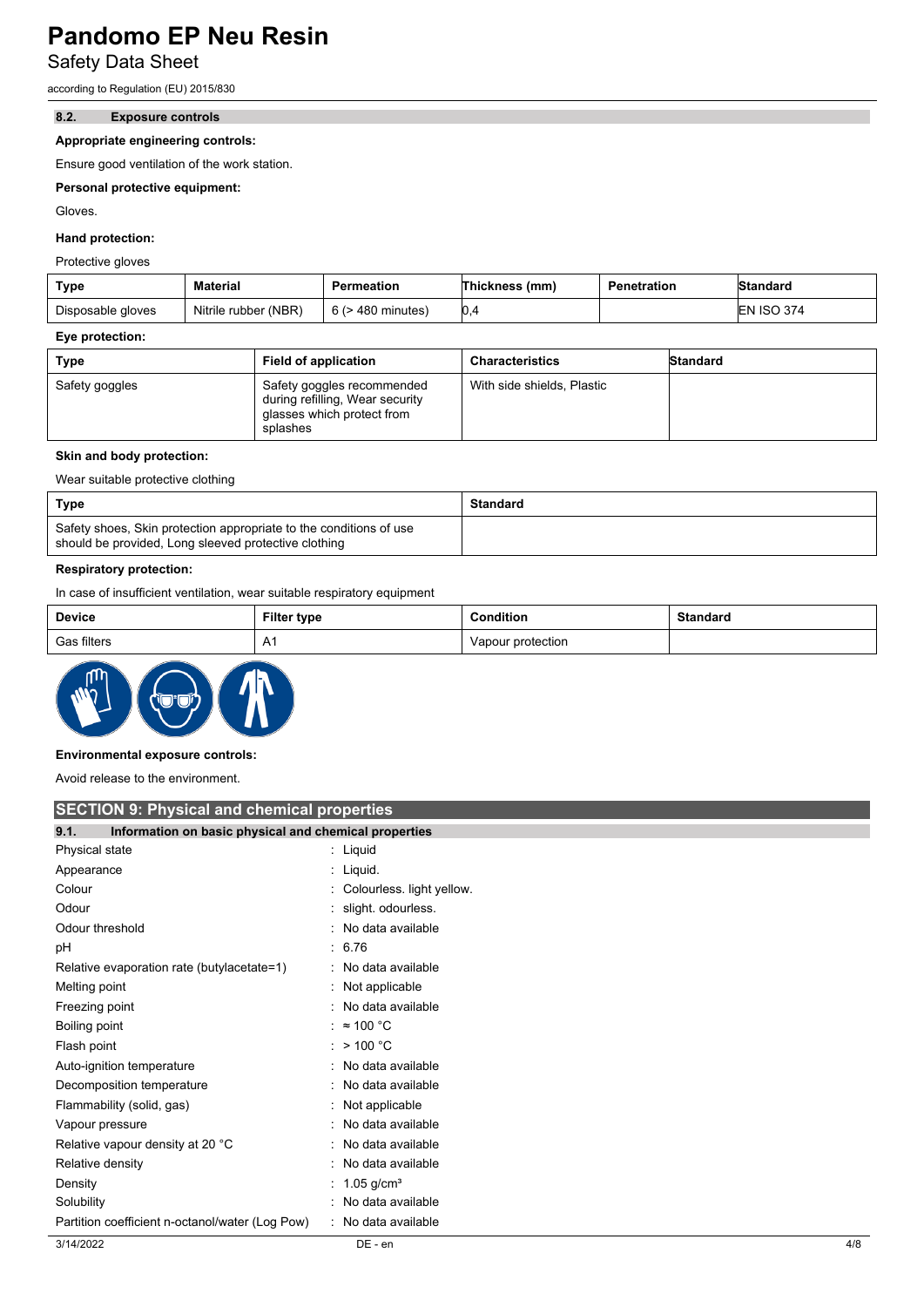### 8.2. Exposure controls

**Appropriate engineering controls:**

Ensure good ventilation of the work station.

**Personal protective equipment:**

Gloves.

**Hand protection:**

Protective gloves

| Type | Material | Permeation | Thickness (mm) | Penetration | Standard |
|---|---|---|---|---|---|
| Disposable gloves | Nitrile rubber (NBR) | 6 (> 480 minutes) | 0,4 | | EN ISO 374 |

**Eye protection:**

| Type | Field of application | Characteristics | Standard |
|---|---|---|---|
| Safety goggles | Safety goggles recommended during refilling, Wear security glasses which protect from splashes | With side shields, Plastic | |

**Skin and body protection:**

Wear suitable protective clothing

| Type | Standard |
|---|---|
| Safety shoes, Skin protection appropriate to the conditions of use should be provided, Long sleeved protective clothing | |

**Respiratory protection:**

In case of insufficient ventilation, wear suitable respiratory equipment

| Device | Filter type | Condition | Standard |
|---|---|---|---|
| Gas filters | A1 | Vapour protection | |

**Environmental exposure controls:**

Avoid release to the environment.

## SECTION 9: Physical and chemical properties

### 9.1. Information on basic physical and chemical properties

| | |
|---|---|
| Physical state | : Liquid |
| Appearance | : Liquid. |
| Colour | : Colourless. light yellow. |
| Odour | : slight. odourless. |
| Odour threshold | : No data available |
| pH | : 6.76 |
| Relative evaporation rate (butylacetate=1) | : No data available |
| Melting point | : Not applicable |
| Freezing point | : No data available |
| Boiling point | : ≈ 100 °C |
| Flash point | : > 100 °C |
| Auto-ignition temperature | : No data available |
| Decomposition temperature | : No data available |
| Flammability (solid, gas) | : Not applicable |
| Vapour pressure | : No data available |
| Relative vapour density at 20 °C | : No data available |
| Relative density | : No data available |
| Density | : 1.05 g/cm³ |
| Solubility | : No data available |
| Partition coefficient n-octanol/water (Log Pow) | : No data available |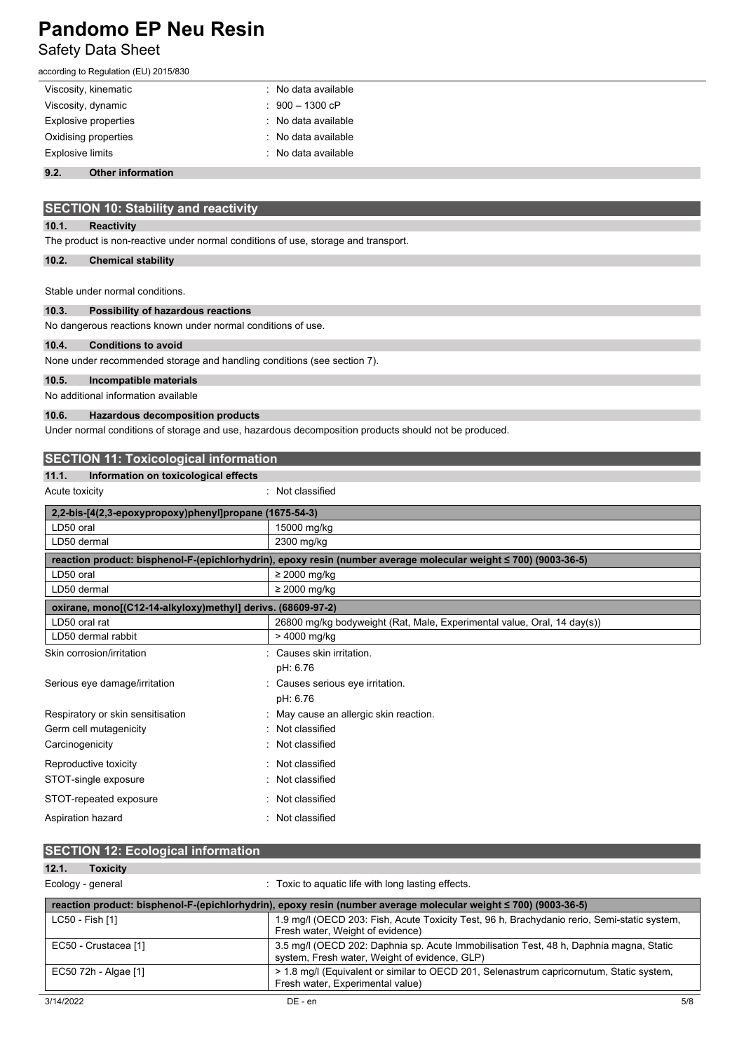| | |
|---|---|
| Viscosity, kinematic | : No data available |
| Viscosity, dynamic | : 900 – 1300 cP |
| Explosive properties | : No data available |
| Oxidising properties | : No data available |
| Explosive limits | : No data available |

### 9.2. Other information

## SECTION 10: Stability and reactivity

### 10.1. Reactivity

The product is non-reactive under normal conditions of use, storage and transport.

### 10.2. Chemical stability

Stable under normal conditions.

### 10.3. Possibility of hazardous reactions

No dangerous reactions known under normal conditions of use.

### 10.4. Conditions to avoid

None under recommended storage and handling conditions (see section 7).

### 10.5. Incompatible materials

No additional information available

### 10.6. Hazardous decomposition products

Under normal conditions of storage and use, hazardous decomposition products should not be produced.

## SECTION 11: Toxicological information

### 11.1. Information on toxicological effects

Acute toxicity : Not classified

| 2,2-bis-[4(2,3-epoxypropoxy)phenyl]propane (1675-54-3) | |
|---|---|
| LD50 oral | 15000 mg/kg |
| LD50 dermal | 2300 mg/kg |
| **reaction product: bisphenol-F-(epichlorhydrin), epoxy resin (number average molecular weight ≤ 700) (9003-36-5)** | |
| LD50 oral | ≥ 2000 mg/kg |
| LD50 dermal | ≥ 2000 mg/kg |
| **oxirane, mono[(C12-14-alkyloxy)methyl] derivs. (68609-97-2)** | |
| LD50 oral rat | 26800 mg/kg bodyweight (Rat, Male, Experimental value, Oral, 14 day(s)) |
| LD50 dermal rabbit | > 4000 mg/kg |

| | |
|---|---|
| Skin corrosion/irritation | : Causes skin irritation.<br>pH: 6.76 |
| Serious eye damage/irritation | : Causes serious eye irritation.<br>pH: 6.76 |
| Respiratory or skin sensitisation | : May cause an allergic skin reaction. |
| Germ cell mutagenicity | : Not classified |
| Carcinogenicity | : Not classified |
| Reproductive toxicity | : Not classified |
| STOT-single exposure | : Not classified |
| STOT-repeated exposure | : Not classified |
| Aspiration hazard | : Not classified |

## SECTION 12: Ecological information

### 12.1. Toxicity

Ecology - general : Toxic to aquatic life with long lasting effects.

| reaction product: bisphenol-F-(epichlorhydrin), epoxy resin (number average molecular weight ≤ 700) (9003-36-5) | |
|---|---|
| LC50 - Fish [1] | 1.9 mg/l (OECD 203: Fish, Acute Toxicity Test, 96 h, Brachydanio rerio, Semi-static system, Fresh water, Weight of evidence) |
| EC50 - Crustacea [1] | 3.5 mg/l (OECD 202: Daphnia sp. Acute Immobilisation Test, 48 h, Daphnia magna, Static system, Fresh water, Weight of evidence, GLP) |
| EC50 72h - Algae [1] | > 1.8 mg/l (Equivalent or similar to OECD 201, Selenastrum capricornutum, Static system, Fresh water, Experimental value) |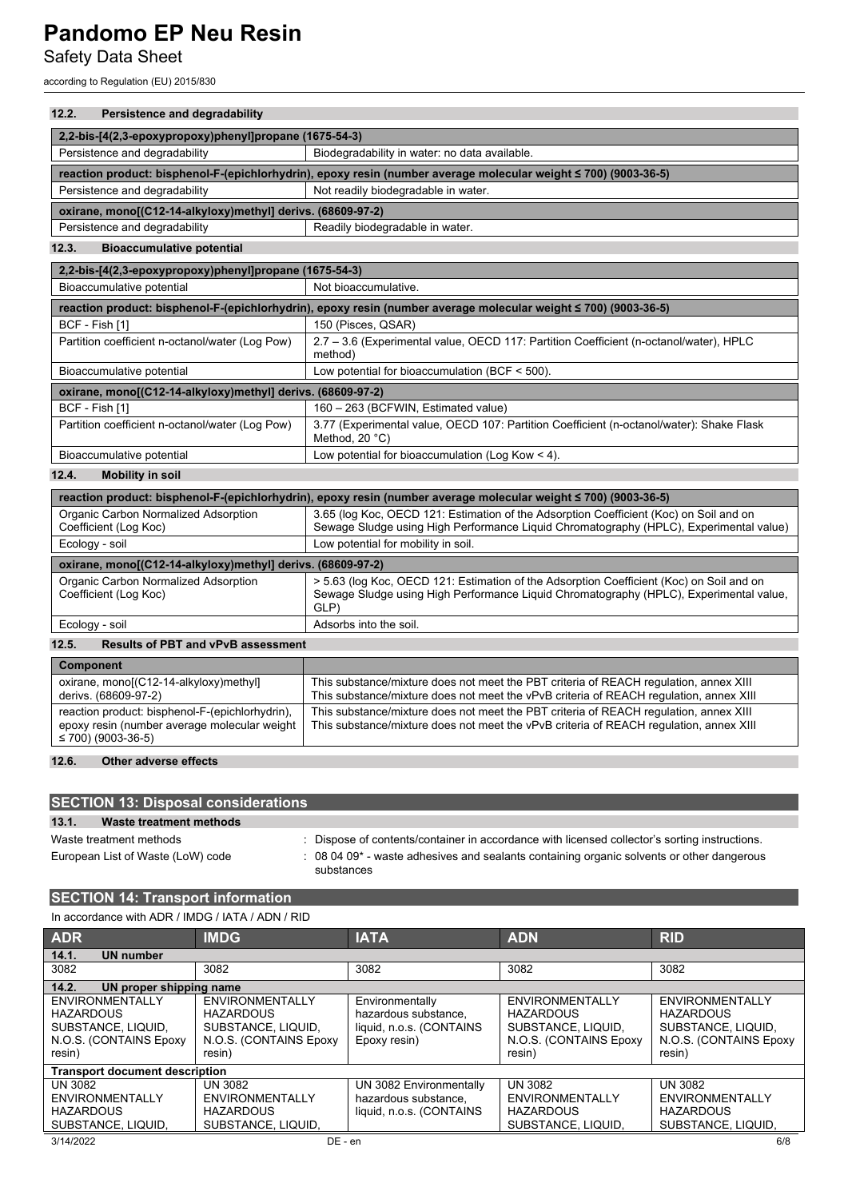### 12.2. Persistence and degradability

| 2,2-bis-[4(2,3-epoxypropoxy)phenyl]propane (1675-54-3) | |
|---|---|
| Persistence and degradability | Biodegradability in water: no data available. |
| **reaction product: bisphenol-F-(epichlorhydrin), epoxy resin (number average molecular weight ≤ 700) (9003-36-5)** | |
| Persistence and degradability | Not readily biodegradable in water. |
| **oxirane, mono[(C12-14-alkyloxy)methyl] derivs. (68609-97-2)** | |
| Persistence and degradability | Readily biodegradable in water. |

### 12.3. Bioaccumulative potential

| 2,2-bis-[4(2,3-epoxypropoxy)phenyl]propane (1675-54-3) | |
|---|---|
| Bioaccumulative potential | Not bioaccumulative. |
| **reaction product: bisphenol-F-(epichlorhydrin), epoxy resin (number average molecular weight ≤ 700) (9003-36-5)** | |
| BCF - Fish [1] | 150 (Pisces, QSAR) |
| Partition coefficient n-octanol/water (Log Pow) | 2.7 – 3.6 (Experimental value, OECD 117: Partition Coefficient (n-octanol/water), HPLC method) |
| Bioaccumulative potential | Low potential for bioaccumulation (BCF < 500). |
| **oxirane, mono[(C12-14-alkyloxy)methyl] derivs. (68609-97-2)** | |
| BCF - Fish [1] | 160 – 263 (BCFWIN, Estimated value) |
| Partition coefficient n-octanol/water (Log Pow) | 3.77 (Experimental value, OECD 107: Partition Coefficient (n-octanol/water): Shake Flask Method, 20 °C) |
| Bioaccumulative potential | Low potential for bioaccumulation (Log Kow < 4). |

### 12.4. Mobility in soil

| reaction product: bisphenol-F-(epichlorhydrin), epoxy resin (number average molecular weight ≤ 700) (9003-36-5) | |
|---|---|
| Organic Carbon Normalized Adsorption Coefficient (Log Koc) | 3.65 (log Koc, OECD 121: Estimation of the Adsorption Coefficient (Koc) on Soil and on Sewage Sludge using High Performance Liquid Chromatography (HPLC), Experimental value) |
| Ecology - soil | Low potential for mobility in soil. |
| **oxirane, mono[(C12-14-alkyloxy)methyl] derivs. (68609-97-2)** | |
| Organic Carbon Normalized Adsorption Coefficient (Log Koc) | > 5.63 (log Koc, OECD 121: Estimation of the Adsorption Coefficient (Koc) on Soil and on Sewage Sludge using High Performance Liquid Chromatography (HPLC), Experimental value, GLP) |
| Ecology - soil | Adsorbs into the soil. |

### 12.5. Results of PBT and vPvB assessment

| Component | |
|---|---|
| oxirane, mono[(C12-14-alkyloxy)methyl] derivs. (68609-97-2) | This substance/mixture does not meet the PBT criteria of REACH regulation, annex XIII<br>This substance/mixture does not meet the vPvB criteria of REACH regulation, annex XIII |
| reaction product: bisphenol-F-(epichlorhydrin), epoxy resin (number average molecular weight ≤ 700) (9003-36-5) | This substance/mixture does not meet the PBT criteria of REACH regulation, annex XIII<br>This substance/mixture does not meet the vPvB criteria of REACH regulation, annex XIII |

### 12.6. Other adverse effects

## SECTION 13: Disposal considerations

### 13.1. Waste treatment methods

Waste treatment methods : Dispose of contents/container in accordance with licensed collector's sorting instructions.

European List of Waste (LoW) code : 08 04 09* - waste adhesives and sealants containing organic solvents or other dangerous substances

## SECTION 14: Transport information

In accordance with ADR / IMDG / IATA / ADN / RID

| ADR | IMDG | IATA | ADN | RID |
|---|---|---|---|---|
| **14.1. UN number** | | | | |
| 3082 | 3082 | 3082 | 3082 | 3082 |
| **14.2. UN proper shipping name** | | | | |
| ENVIRONMENTALLY HAZARDOUS SUBSTANCE, LIQUID, N.O.S. (CONTAINS Epoxy resin) | ENVIRONMENTALLY HAZARDOUS SUBSTANCE, LIQUID, N.O.S. (CONTAINS Epoxy resin) | Environmentally hazardous substance, liquid, n.o.s. (CONTAINS Epoxy resin) | ENVIRONMENTALLY HAZARDOUS SUBSTANCE, LIQUID, N.O.S. (CONTAINS Epoxy resin) | ENVIRONMENTALLY HAZARDOUS SUBSTANCE, LIQUID, N.O.S. (CONTAINS Epoxy resin) |
| **Transport document description** | | | | |
| UN 3082 ENVIRONMENTALLY HAZARDOUS SUBSTANCE, LIQUID, | UN 3082 ENVIRONMENTALLY HAZARDOUS SUBSTANCE, LIQUID, | UN 3082 Environmentally hazardous substance, liquid, n.o.s. (CONTAINS | UN 3082 ENVIRONMENTALLY HAZARDOUS SUBSTANCE, LIQUID, | UN 3082 ENVIRONMENTALLY HAZARDOUS SUBSTANCE, LIQUID, |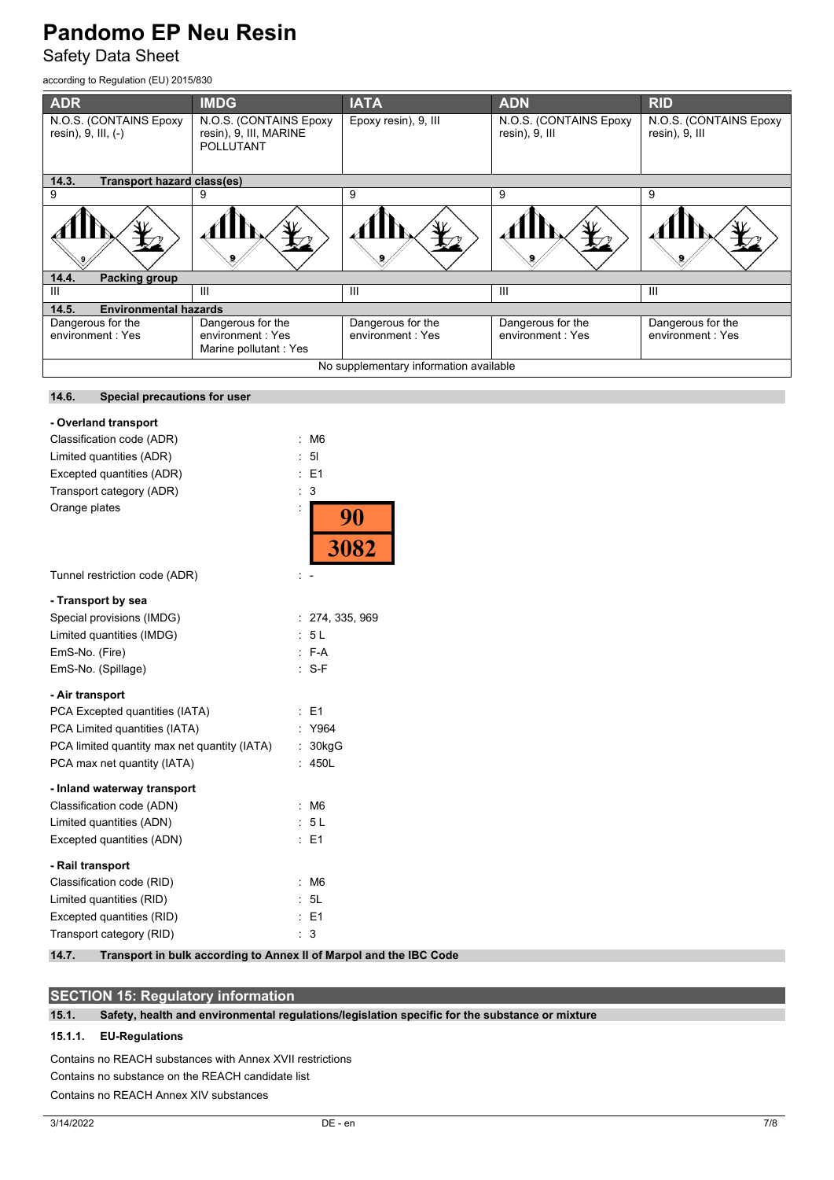| ADR | IMDG | IATA | ADN | RID |
|---|---|---|---|---|
| N.O.S. (CONTAINS Epoxy resin), 9, III, (-) | N.O.S. (CONTAINS Epoxy resin), 9, III, MARINE POLLUTANT | Epoxy resin), 9, III | N.O.S. (CONTAINS Epoxy resin), 9, III | N.O.S. (CONTAINS Epoxy resin), 9, III |
| **14.3. Transport hazard class(es)** | | | | |
| 9 | 9 | 9 | 9 | 9 |
| **14.4. Packing group** | | | | |
| III | III | III | III | III |
| **14.5. Environmental hazards** | | | | |
| Dangerous for the environment : Yes | Dangerous for the environment : Yes Marine pollutant : Yes | Dangerous for the environment : Yes | Dangerous for the environment : Yes | Dangerous for the environment : Yes |
| No supplementary information available | | | | |

**14.6. Special precautions for user**

**- Overland transport**

Classification code (ADR) : M6
Limited quantities (ADR) : 5l
Excepted quantities (ADR) : E1
Transport category (ADR) : 3
Orange plates : 90 / 3082
Tunnel restriction code (ADR) : -

**- Transport by sea**

Special provisions (IMDG) : 274, 335, 969
Limited quantities (IMDG) : 5 L
EmS-No. (Fire) : F-A
EmS-No. (Spillage) : S-F

**- Air transport**

PCA Excepted quantities (IATA) : E1
PCA Limited quantities (IATA) : Y964
PCA limited quantity max net quantity (IATA) : 30kgG
PCA max net quantity (IATA) : 450L

**- Inland waterway transport**

Classification code (ADN) : M6
Limited quantities (ADN) : 5 L
Excepted quantities (ADN) : E1

**- Rail transport**

Classification code (RID) : M6
Limited quantities (RID) : 5L
Excepted quantities (RID) : E1
Transport category (RID) : 3

**14.7. Transport in bulk according to Annex II of Marpol and the IBC Code**

## SECTION 15: Regulatory information

**15.1. Safety, health and environmental regulations/legislation specific for the substance or mixture**

**15.1.1. EU-Regulations**

Contains no REACH substances with Annex XVII restrictions
Contains no substance on the REACH candidate list
Contains no REACH Annex XIV substances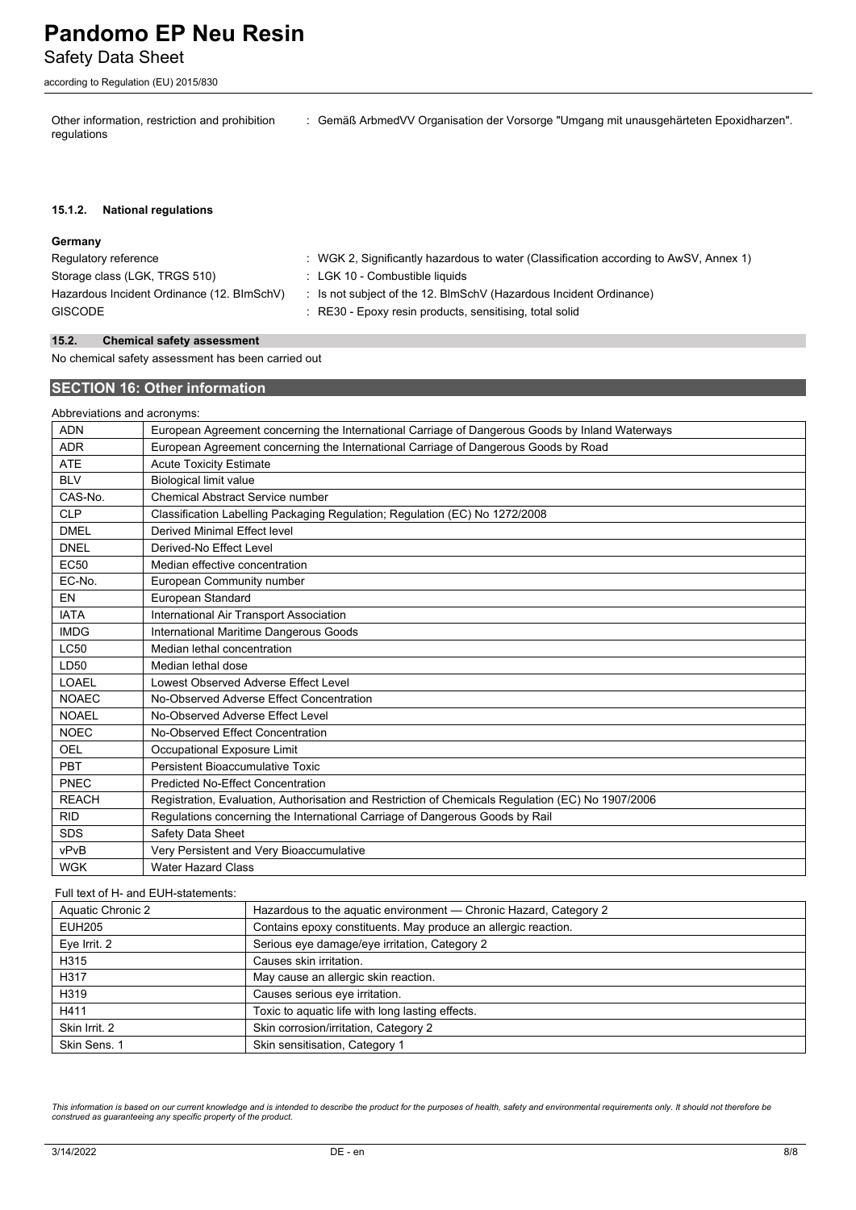Other information, restriction and prohibition regulations : Gemäß ArbmedVV Organisation der Vorsorge "Umgang mit unausgehärteten Epoxidharzen".

#### 15.1.2. National regulations

**Germany**

| | |
|---|---|
| Regulatory reference | : WGK 2, Significantly hazardous to water (Classification according to AwSV, Annex 1) |
| Storage class (LGK, TRGS 510) | : LGK 10 - Combustible liquids |
| Hazardous Incident Ordinance (12. BImSchV) | : Is not subject of the 12. BlmSchV (Hazardous Incident Ordinance) |
| GISCODE | : RE30 - Epoxy resin products, sensitising, total solid |

### 15.2. Chemical safety assessment

No chemical safety assessment has been carried out

## SECTION 16: Other information

Abbreviations and acronyms:

| | |
|---|---|
| ADN | European Agreement concerning the International Carriage of Dangerous Goods by Inland Waterways |
| ADR | European Agreement concerning the International Carriage of Dangerous Goods by Road |
| ATE | Acute Toxicity Estimate |
| BLV | Biological limit value |
| CAS-No. | Chemical Abstract Service number |
| CLP | Classification Labelling Packaging Regulation; Regulation (EC) No 1272/2008 |
| DMEL | Derived Minimal Effect level |
| DNEL | Derived-No Effect Level |
| EC50 | Median effective concentration |
| EC-No. | European Community number |
| EN | European Standard |
| IATA | International Air Transport Association |
| IMDG | International Maritime Dangerous Goods |
| LC50 | Median lethal concentration |
| LD50 | Median lethal dose |
| LOAEL | Lowest Observed Adverse Effect Level |
| NOAEC | No-Observed Adverse Effect Concentration |
| NOAEL | No-Observed Adverse Effect Level |
| NOEC | No-Observed Effect Concentration |
| OEL | Occupational Exposure Limit |
| PBT | Persistent Bioaccumulative Toxic |
| PNEC | Predicted No-Effect Concentration |
| REACH | Registration, Evaluation, Authorisation and Restriction of Chemicals Regulation (EC) No 1907/2006 |
| RID | Regulations concerning the International Carriage of Dangerous Goods by Rail |
| SDS | Safety Data Sheet |
| vPvB | Very Persistent and Very Bioaccumulative |
| WGK | Water Hazard Class |

Full text of H- and EUH-statements:

| | |
|---|---|
| Aquatic Chronic 2 | Hazardous to the aquatic environment — Chronic Hazard, Category 2 |
| EUH205 | Contains epoxy constituents. May produce an allergic reaction. |
| Eye Irrit. 2 | Serious eye damage/eye irritation, Category 2 |
| H315 | Causes skin irritation. |
| H317 | May cause an allergic skin reaction. |
| H319 | Causes serious eye irritation. |
| H411 | Toxic to aquatic life with long lasting effects. |
| Skin Irrit. 2 | Skin corrosion/irritation, Category 2 |
| Skin Sens. 1 | Skin sensitisation, Category 1 |

*This information is based on our current knowledge and is intended to describe the product for the purposes of health, safety and environmental requirements only. It should not therefore be construed as guaranteeing any specific property of the product.*